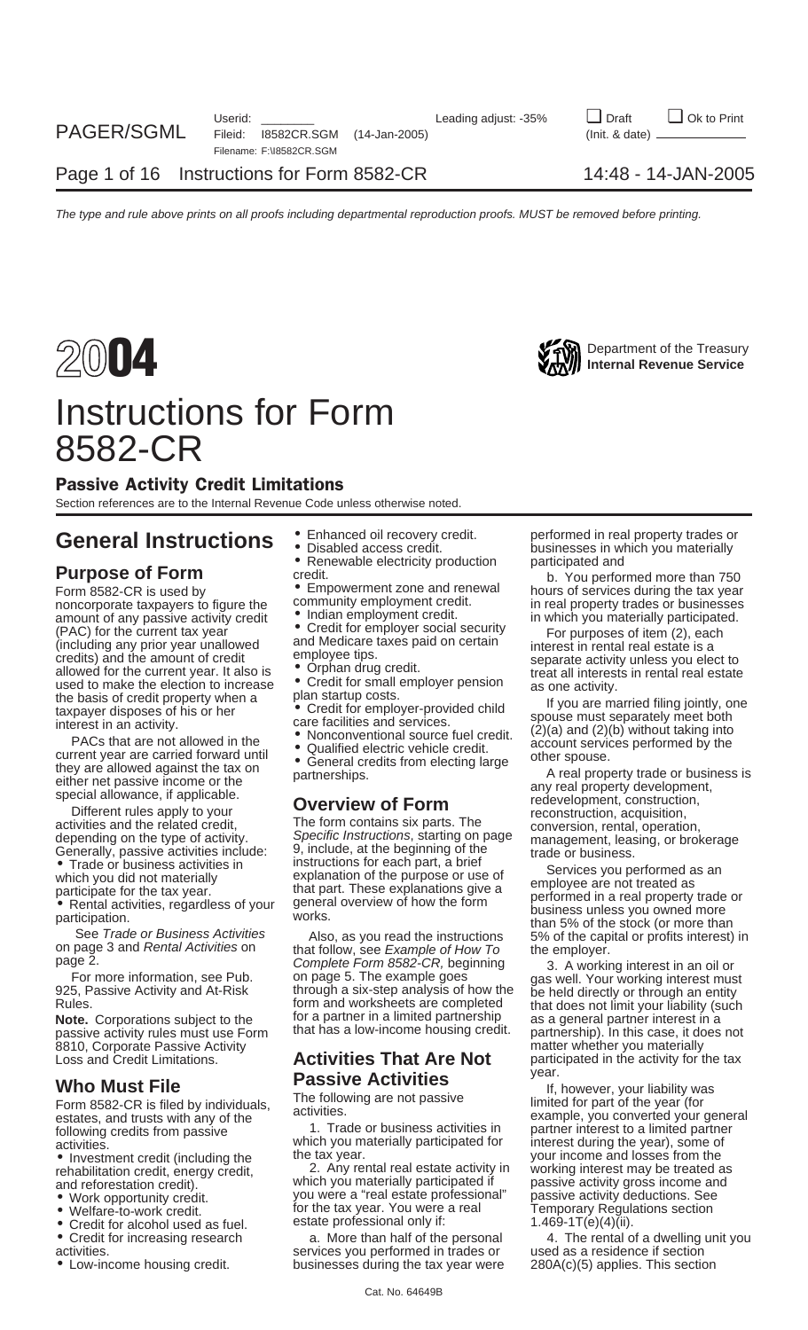# 2004 Instructions for Form 8582-CR

Department of the Treasury
Internal Revenue Service

## Passive Activity Credit Limitations

Section references are to the Internal Revenue Code unless otherwise noted.

# General Instructions

## Purpose of Form

Form 8582-CR is used by noncorporate taxpayers to figure the amount of any passive activity credit (PAC) for the current tax year (including any prior year unallowed credits) and the amount of credit allowed for the current year. It also is used to make the election to increase the basis of credit property when a taxpayer disposes of his or her interest in an activity.

PACs that are not allowed in the current year are carried forward until they are allowed against the tax on either net passive income or the special allowance, if applicable.

Different rules apply to your activities and the related credit, depending on the type of activity. Generally, passive activities include:

- Trade or business activities in which you did not materially participate for the tax year.
- Rental activities, regardless of your participation.

See *Trade or Business Activities* on page 3 and *Rental Activities* on page 2.

For more information, see Pub. 925, Passive Activity and At-Risk Rules.

**Note.** Corporations subject to the passive activity rules must use Form 8810, Corporate Passive Activity Loss and Credit Limitations.

## Who Must File

Form 8582-CR is filed by individuals, estates, and trusts with any of the following credits from passive activities.

- Investment credit (including the rehabilitation credit, energy credit, and reforestation credit).
- Work opportunity credit.
- Welfare-to-work credit.
- Credit for alcohol used as fuel.
- Credit for increasing research activities.
- Low-income housing credit.
- Enhanced oil recovery credit.
- Disabled access credit.
- Renewable electricity production credit.
- Empowerment zone and renewal community employment credit.
- Indian employment credit.
- Credit for employer social security and Medicare taxes paid on certain employee tips.
- Orphan drug credit.
- Credit for small employer pension plan startup costs.
- Credit for employer-provided child care facilities and services.
- Nonconventional source fuel credit.
- Qualified electric vehicle credit.
- General credits from electing large partnerships.

## Overview of Form

The form contains six parts. The *Specific Instructions*, starting on page 9, include, at the beginning of the instructions for each part, a brief explanation of the purpose or use of that part. These explanations give a general overview of how the form works.

Also, as you read the instructions that follow, see *Example of How To Complete Form 8582-CR,* beginning on page 5. The example goes through a six-step analysis of how the form and worksheets are completed for a partner in a limited partnership that has a low-income housing credit.

## Activities That Are Not Passive Activities

The following are not passive activities.

1. Trade or business activities in which you materially participated for the tax year.

2. Any rental real estate activity in which you materially participated if you were a "real estate professional" for the tax year. You were a real estate professional only if:

a. More than half of the personal services you performed in trades or businesses during the tax year were performed in real property trades or businesses in which you materially participated and

b. You performed more than 750 hours of services during the tax year in real property trades or businesses in which you materially participated.

For purposes of item (2), each interest in rental real estate is a separate activity unless you elect to treat all interests in rental real estate as one activity.

If you are married filing jointly, one spouse must separately meet both (2)(a) and (2)(b) without taking into account services performed by the other spouse.

A real property trade or business is any real property development, redevelopment, construction, reconstruction, acquisition, conversion, rental, operation, management, leasing, or brokerage trade or business.

Services you performed as an employee are not treated as performed in a real property trade or business unless you owned more than 5% of the stock (or more than 5% of the capital or profits interest) in the employer.

3. A working interest in an oil or gas well. Your working interest must be held directly or through an entity that does not limit your liability (such as a general partner interest in a partnership). In this case, it does not matter whether you materially participated in the activity for the tax year.

If, however, your liability was limited for part of the year (for example, you converted your general partner interest to a limited partner interest during the year), some of your income and losses from the working interest may be treated as passive activity gross income and passive activity deductions. See Temporary Regulations section 1.469-1T(e)(4)(ii).

4. The rental of a dwelling unit you used as a residence if section 280A(c)(5) applies. This section

Cat. No. 64649B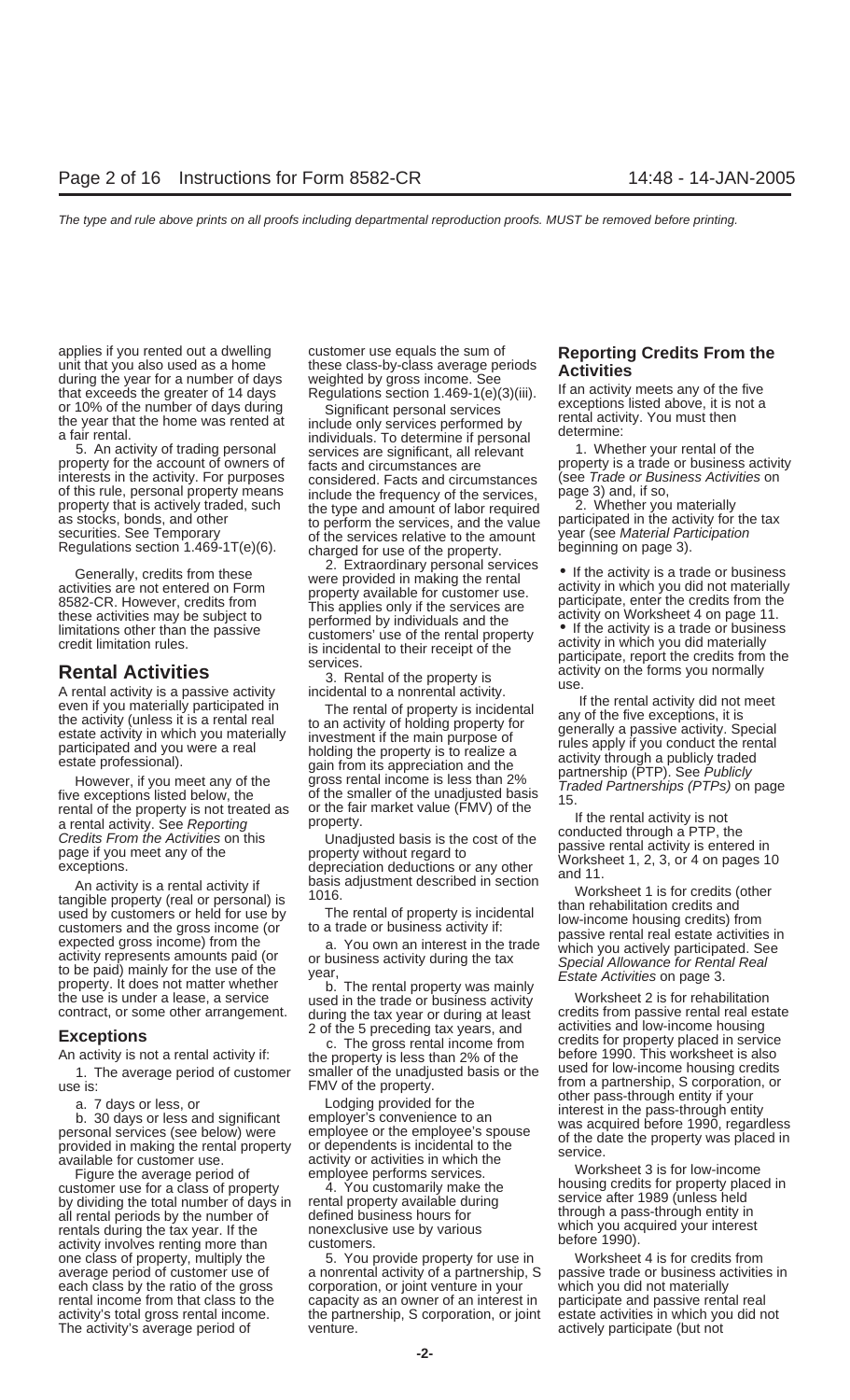applies if you rented out a dwelling unit that you also used as a home during the year for a number of days that exceeds the greater of 14 days or 10% of the number of days during the year that the home was rented at a fair rental.

5. An activity of trading personal property for the account of owners of interests in the activity. For purposes of this rule, personal property means property that is actively traded, such as stocks, bonds, and other securities. See Temporary Regulations section 1.469-1T(e)(6).

Generally, credits from these activities are not entered on Form 8582-CR. However, credits from these activities may be subject to limitations other than the passive credit limitation rules.

## Rental Activities

A rental activity is a passive activity even if you materially participated in the activity (unless it is a rental real estate activity in which you materially participated and you were a real estate professional).

However, if you meet any of the five exceptions listed below, the rental of the property is not treated as a rental activity. See *Reporting Credits From the Activities* on this page if you meet any of the exceptions.

An activity is a rental activity if tangible property (real or personal) is used by customers or held for use by customers and the gross income (or expected gross income) from the activity represents amounts paid (or to be paid) mainly for the use of the property. It does not matter whether the use is under a lease, a service contract, or some other arrangement.

### Exceptions

An activity is not a rental activity if:

1. The average period of customer use is:

a. 7 days or less, or

b. 30 days or less and significant personal services (see below) were provided in making the rental property available for customer use.

Figure the average period of customer use for a class of property by dividing the total number of days in all rental periods by the number of rentals during the tax year. If the activity involves renting more than one class of property, multiply the average period of customer use of each class by the ratio of the gross rental income from that class to the activity's total gross rental income. The activity's average period of customer use equals the sum of these class-by-class average periods weighted by gross income. See Regulations section 1.469-1(e)(3)(iii).

Significant personal services include only services performed by individuals. To determine if personal services are significant, all relevant facts and circumstances are considered. Facts and circumstances include the frequency of the services, the type and amount of labor required to perform the services, and the value of the services relative to the amount charged for use of the property.

2. Extraordinary personal services were provided in making the rental property available for customer use. This applies only if the services are performed by individuals and the customers' use of the rental property is incidental to their receipt of the services.

3. Rental of the property is incidental to a nonrental activity.

The rental of property is incidental to an activity of holding property for investment if the main purpose of holding the property is to realize a gain from its appreciation and the gross rental income is less than 2% of the smaller of the unadjusted basis or the fair market value (FMV) of the property.

Unadjusted basis is the cost of the property without regard to depreciation deductions or any other basis adjustment described in section 1016.

The rental of property is incidental to a trade or business activity if:

a. You own an interest in the trade or business activity during the tax year,

b. The rental property was mainly used in the trade or business activity during the tax year or during at least 2 of the 5 preceding tax years, and

c. The gross rental income from the property is less than 2% of the smaller of the unadjusted basis or the FMV of the property.

Lodging provided for the employer's convenience to an employee or the employee's spouse or dependents is incidental to the activity or activities in which the employee performs services.

4. You customarily make the rental property available during defined business hours for nonexclusive use by various customers.

5. You provide property for use in a nonrental activity of a partnership, S corporation, or joint venture in your capacity as an owner of an interest in the partnership, S corporation, or joint venture.

## Reporting Credits From the Activities

If an activity meets any of the five exceptions listed above, it is not a rental activity. You must then determine:

1. Whether your rental of the property is a trade or business activity (see *Trade or Business Activities* on page 3) and, if so,

2. Whether you materially participated in the activity for the tax year (see *Material Participation* beginning on page 3).

- If the activity is a trade or business activity in which you did not materially participate, enter the credits from the activity on Worksheet 4 on page 11.
- If the activity is a trade or business activity in which you did materially participate, report the credits from the activity on the forms you normally use.

If the rental activity did not meet any of the five exceptions, it is generally a passive activity. Special rules apply if you conduct the rental activity through a publicly traded partnership (PTP). See *Publicly Traded Partnerships (PTPs)* on page 15.

If the rental activity is not conducted through a PTP, the passive rental activity is entered in Worksheet 1, 2, 3, or 4 on pages 10 and 11.

Worksheet 1 is for credits (other than rehabilitation credits and low-income housing credits) from passive rental real estate activities in which you actively participated. See *Special Allowance for Rental Real Estate Activities* on page 3.

Worksheet 2 is for rehabilitation credits from passive rental real estate activities and low-income housing credits for property placed in service before 1990. This worksheet is also used for low-income housing credits from a partnership, S corporation, or other pass-through entity if your interest in the pass-through entity was acquired before 1990, regardless of the date the property was placed in service.

Worksheet 3 is for low-income housing credits for property placed in service after 1989 (unless held through a pass-through entity in which you acquired your interest before 1990).

Worksheet 4 is for credits from passive trade or business activities in which you did not materially participate and passive rental real estate activities in which you did not actively participate (but not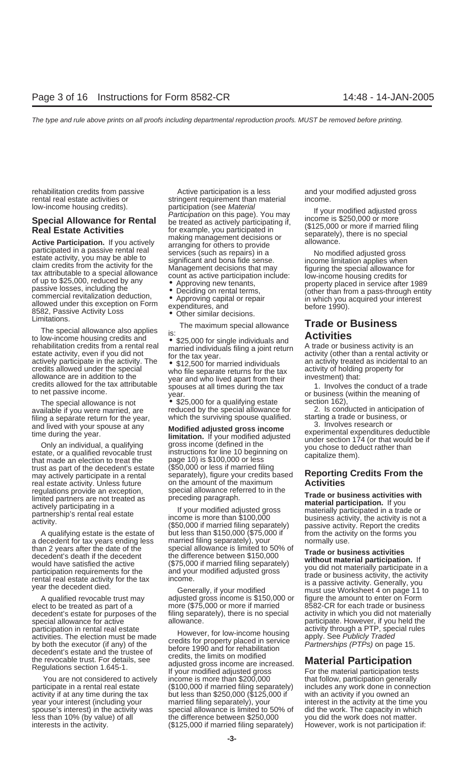rehabilitation credits from passive rental real estate activities or low-income housing credits).

## Special Allowance for Rental Real Estate Activities

**Active Participation.** If you actively participated in a passive rental real estate activity, you may be able to claim credits from the activity for the tax attributable to a special allowance of up to $25,000, reduced by any passive losses, including the commercial revitalization deduction, allowed under this exception on Form 8582, Passive Activity Loss Limitations.

The special allowance also applies to low-income housing credits and rehabilitation credits from a rental real estate activity, even if you did not actively participate in the activity. The credits allowed under the special allowance are in addition to the credits allowed for the tax attributable to net passive income.

The special allowance is not available if you were married, are filing a separate return for the year, and lived with your spouse at any time during the year.

Only an individual, a qualifying estate, or a qualified revocable trust that made an election to treat the trust as part of the decedent's estate may actively participate in a rental real estate activity. Unless future regulations provide an exception, limited partners are not treated as actively participating in a partnership's rental real estate activity.

A qualifying estate is the estate of a decedent for tax years ending less than 2 years after the date of the decedent's death if the decedent would have satisfied the active participation requirements for the rental real estate activity for the tax year the decedent died.

A qualified revocable trust may elect to be treated as part of a decedent's estate for purposes of the special allowance for active participation in rental real estate activities. The election must be made by both the executor (if any) of the decedent's estate and the trustee of the revocable trust. For details, see Regulations section 1.645-1.

You are not considered to actively participate in a rental real estate activity if at any time during the tax year your interest (including your spouse's interest) in the activity was less than 10% (by value) of all interests in the activity.

Active participation is a less stringent requirement than material participation (see *Material Participation* on this page). You may be treated as actively participating if, for example, you participated in making management decisions or arranging for others to provide services (such as repairs) in a significant and bona fide sense. Management decisions that may count as active participation include:

- Approving new tenants,
- Deciding on rental terms,
- Approving capital or repair expenditures, and
- Other similar decisions.

The maximum special allowance is:

- $25,000 for single individuals and married individuals filing a joint return for the tax year.
- $12,500 for married individuals who file separate returns for the tax year and who lived apart from their spouses at all times during the tax year.
- $25,000 for a qualifying estate reduced by the special allowance for which the surviving spouse qualified.

**Modified adjusted gross income limitation.** If your modified adjusted gross income (defined in the instructions for line 10 beginning on page 10) is $100,000 or less ($50,000 or less if married filing separately), figure your credits based on the amount of the maximum special allowance referred to in the preceding paragraph.

If your modified adjusted gross income is more than $100,000 ($50,000 if married filing separately) but less than $150,000 ($75,000 if married filing separately), your special allowance is limited to 50% of the difference between $150,000 ($75,000 if married filing separately) and your modified adjusted gross income.

Generally, if your modified adjusted gross income is $150,000 or more ($75,000 or more if married filing separately), there is no special allowance.

However, for low-income housing credits for property placed in service before 1990 and for rehabilitation credits, the limits on modified adjusted gross income are increased. If your modified adjusted gross income is more than $200,000 ($100,000 if married filing separately) but less than $250,000 ($125,000 if married filing separately), your special allowance is limited to 50% of the difference between $250,000 ($125,000 if married filing separately) and your modified adjusted gross income.

If your modified adjusted gross income is $250,000 or more ($125,000 or more if married filing separately), there is no special allowance.

No modified adjusted gross income limitation applies when figuring the special allowance for low-income housing credits for property placed in service after 1989 (other than from a pass-through entity in which you acquired your interest before 1990).

## Trade or Business Activities

A trade or business activity is an activity (other than a rental activity or an activity treated as incidental to an activity of holding property for investment) that:

1. Involves the conduct of a trade or business (within the meaning of section 162),
2. Is conducted in anticipation of starting a trade or business, or
3. Involves research or experimental expenditures deductible under section 174 (or that would be if you chose to deduct rather than capitalize them).

## Reporting Credits From the Activities

**Trade or business activities with material participation.** If you materially participated in a trade or business activity, the activity is not a passive activity. Report the credits from the activity on the forms you normally use.

**Trade or business activities without material participation.** If you did not materially participate in a trade or business activity, the activity is a passive activity. Generally, you must use Worksheet 4 on page 11 to figure the amount to enter on Form 8582-CR for each trade or business activity in which you did not materially participate. However, if you held the activity through a PTP, special rules apply. See *Publicly Traded Partnerships (PTPs)* on page 15.

## Material Participation

For the material participation tests that follow, participation generally includes any work done in connection with an activity if you owned an interest in the activity at the time you did the work. The capacity in which you did the work does not matter. However, work is not participation if: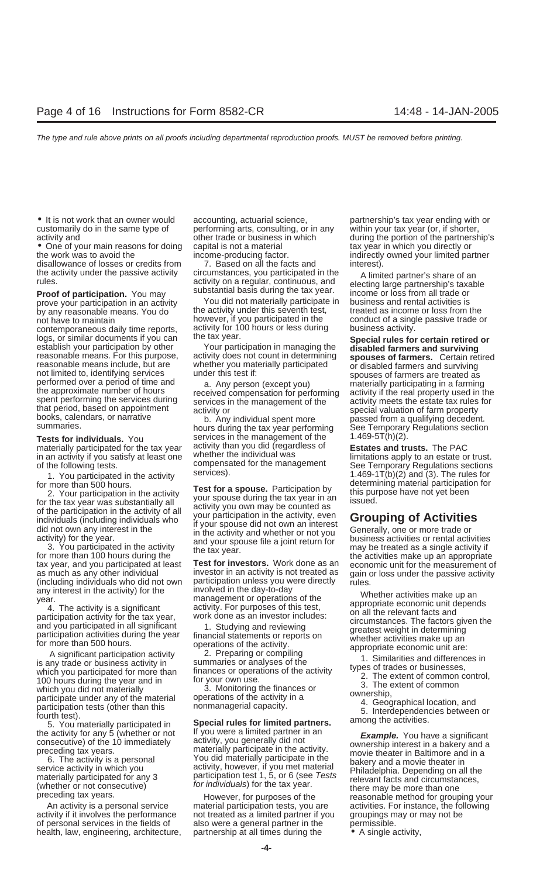- It is not work that an owner would customarily do in the same type of activity and
- One of your main reasons for doing the work was to avoid the disallowance of losses or credits from the activity under the passive activity rules.

**Proof of participation.** You may prove your participation in an activity by any reasonable means. You do not have to maintain contemporaneous daily time reports, logs, or similar documents if you can establish your participation by other reasonable means. For this purpose, reasonable means include, but are not limited to, identifying services performed over a period of time and the approximate number of hours spent performing the services during that period, based on appointment books, calendars, or narrative summaries.

**Tests for individuals.** You materially participated for the tax year in an activity if you satisfy at least one of the following tests.

1. You participated in the activity for more than 500 hours.
2. Your participation in the activity for the tax year was substantially all of the participation in the activity of all individuals (including individuals who did not own any interest in the activity) for the year.
3. You participated in the activity for more than 100 hours during the tax year, and you participated at least as much as any other individual (including individuals who did not own any interest in the activity) for the year.
4. The activity is a significant participation activity for the tax year, and you participated in all significant participation activities during the year for more than 500 hours.

A significant participation activity is any trade or business activity in which you participated for more than 100 hours during the year and in which you did not materially participate under any of the material participation tests (other than this fourth test).

5. You materially participated in the activity for any 5 (whether or not consecutive) of the 10 immediately preceding tax years.
6. The activity is a personal service activity in which you materially participated for any 3 (whether or not consecutive) preceding tax years.

An activity is a personal service activity if it involves the performance of personal services in the fields of health, law, engineering, architecture, accounting, actuarial science, performing arts, consulting, or in any other trade or business in which capital is not a material income-producing factor.

7. Based on all the facts and circumstances, you participated in the activity on a regular, continuous, and substantial basis during the tax year.

You did not materially participate in the activity under this seventh test, however, if you participated in the activity for 100 hours or less during the tax year.

Your participation in managing the activity does not count in determining whether you materially participated under this test if:

a. Any person (except you) received compensation for performing services in the management of the activity or

b. Any individual spent more hours during the tax year performing services in the management of the activity than you did (regardless of whether the individual was compensated for the management services).

**Test for a spouse.** Participation by your spouse during the tax year in an activity you own may be counted as your participation in the activity, even if your spouse did not own an interest in the activity and whether or not you and your spouse file a joint return for the tax year.

**Test for investors.** Work done as an investor in an activity is not treated as participation unless you were directly involved in the day-to-day management or operations of the activity. For purposes of this test, work done as an investor includes:

1. Studying and reviewing financial statements or reports on operations of the activity.
2. Preparing or compiling summaries or analyses of the finances or operations of the activity for your own use.
3. Monitoring the finances or operations of the activity in a nonmanagerial capacity.

**Special rules for limited partners.** If you were a limited partner in an activity, you generally did not materially participate in the activity. You did materially participate in the activity, however, if you met material participation test 1, 5, or 6 (see *Tests for individuals*) for the tax year.

However, for purposes of the material participation tests, you are not treated as a limited partner if you also were a general partner in the partnership at all times during the partnership's tax year ending with or within your tax year (or, if shorter, during the portion of the partnership's tax year in which you directly or indirectly owned your limited partner interest).

A limited partner's share of an electing large partnership's taxable income or loss from all trade or business and rental activities is treated as income or loss from the conduct of a single passive trade or business activity.

**Special rules for certain retired or disabled farmers and surviving spouses of farmers.** Certain retired or disabled farmers and surviving spouses of farmers are treated as materially participating in a farming activity if the real property used in the activity meets the estate tax rules for special valuation of farm property passed from a qualifying decedent. See Temporary Regulations section 1.469-5T(h)(2).

**Estates and trusts.** The PAC limitations apply to an estate or trust. See Temporary Regulations sections 1.469-1T(b)(2) and (3). The rules for determining material participation for this purpose have not yet been issued.

## Grouping of Activities

Generally, one or more trade or business activities or rental activities may be treated as a single activity if the activities make up an appropriate economic unit for the measurement of gain or loss under the passive activity rules.

Whether activities make up an appropriate economic unit depends on all the relevant facts and circumstances. The factors given the greatest weight in determining whether activities make up an appropriate economic unit are:

1. Similarities and differences in types of trades or businesses,
2. The extent of common control,
3. The extent of common ownership,
4. Geographical location, and
5. Interdependencies between or among the activities.

***Example.*** You have a significant ownership interest in a bakery and a movie theater in Baltimore and in a bakery and a movie theater in Philadelphia. Depending on all the relevant facts and circumstances, there may be more than one reasonable method for grouping your activities. For instance, the following groupings may or may not be permissible.

- A single activity,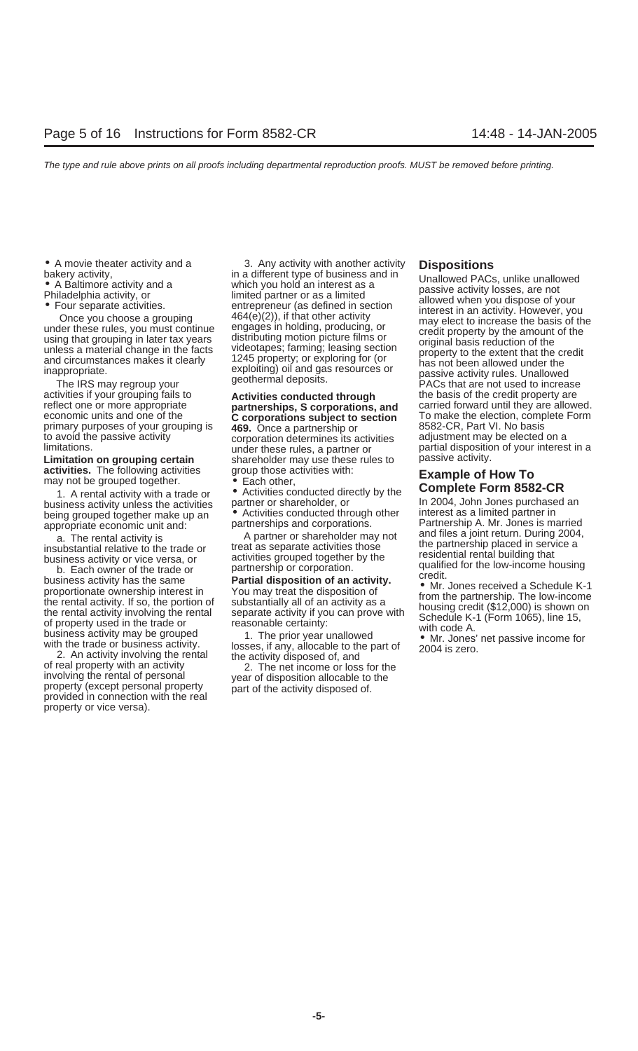- A movie theater activity and a bakery activity,
- A Baltimore activity and a Philadelphia activity, or
- Four separate activities.

Once you choose a grouping under these rules, you must continue using that grouping in later tax years unless a material change in the facts and circumstances makes it clearly inappropriate.

The IRS may regroup your activities if your grouping fails to reflect one or more appropriate economic units and one of the primary purposes of your grouping is to avoid the passive activity limitations.

**Limitation on grouping certain activities.** The following activities may not be grouped together.

1. A rental activity with a trade or business activity unless the activities being grouped together make up an appropriate economic unit and:

a. The rental activity is insubstantial relative to the trade or business activity or vice versa, or

b. Each owner of the trade or business activity has the same proportionate ownership interest in the rental activity. If so, the portion of the rental activity involving the rental of property used in the trade or business activity may be grouped with the trade or business activity.

2. An activity involving the rental of real property with an activity involving the rental of personal property (except personal property provided in connection with the real property or vice versa).

3. Any activity with another activity in a different type of business and in which you hold an interest as a limited partner or as a limited entrepreneur (as defined in section 464(e)(2)), if that other activity engages in holding, producing, or distributing motion picture films or videotapes; farming; leasing section 1245 property; or exploring for (or exploiting) oil and gas resources or geothermal deposits.

**Activities conducted through partnerships, S corporations, and C corporations subject to section 469.** Once a partnership or corporation determines its activities under these rules, a partner or shareholder may use these rules to group those activities with:

- Each other,
- Activities conducted directly by the partner or shareholder, or
- Activities conducted through other partnerships and corporations.

A partner or shareholder may not treat as separate activities those activities grouped together by the partnership or corporation.

**Partial disposition of an activity.** You may treat the disposition of substantially all of an activity as a separate activity if you can prove with reasonable certainty:

1. The prior year unallowed losses, if any, allocable to the part of the activity disposed of, and

2. The net income or loss for the year of disposition allocable to the part of the activity disposed of.

## Dispositions

Unallowed PACs, unlike unallowed passive activity losses, are not allowed when you dispose of your interest in an activity. However, you may elect to increase the basis of the credit property by the amount of the original basis reduction of the property to the extent that the credit has not been allowed under the passive activity rules. Unallowed PACs that are not used to increase the basis of the credit property are carried forward until they are allowed. To make the election, complete Form 8582-CR, Part VI. No basis adjustment may be elected on a partial disposition of your interest in a passive activity.

## Example of How To Complete Form 8582-CR

In 2004, John Jones purchased an interest as a limited partner in Partnership A. Mr. Jones is married and files a joint return. During 2004, the partnership placed in service a residential rental building that qualified for the low-income housing credit.

- Mr. Jones received a Schedule K-1 from the partnership. The low-income housing credit ($12,000) is shown on Schedule K-1 (Form 1065), line 15, with code A.
- Mr. Jones' net passive income for 2004 is zero.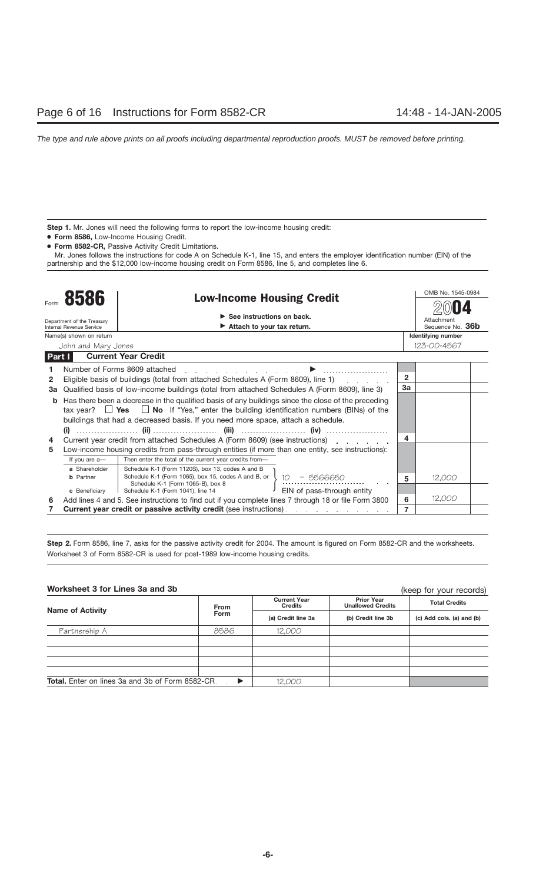**Step 1.** Mr. Jones will need the following forms to report the low-income housing credit:

- **Form 8586,** Low-Income Housing Credit.
- **Form 8582-CR,** Passive Activity Credit Limitations.

Mr. Jones follows the instructions for code A on Schedule K-1, line 15, and enters the employer identification number (EIN) of the partnership and the $12,000 low-income housing credit on Form 8586, line 5, and completes line 6.

Form **8586** — **Low-Income Housing Credit**

Department of the Treasury, Internal Revenue Service

▶ See instructions on back.
▶ Attach to your tax return.

OMB No. 1545-0984 — **2004** — Attachment Sequence No. **36b**

Name(s) shown on return: John and Mary Jones — **Identifying number:** 123-00-4567

**Part I — Current Year Credit**

| Line | Description | | Amount |
|---|---|---|---|
| 1 | Number of Forms 8609 attached ▶ | | |
| 2 | Eligible basis of buildings (total from attached Schedules A (Form 8609), line 1) | 2 | |
| 3a | Qualified basis of low-income buildings (total from attached Schedules A (Form 8609), line 3) | 3a | |
| b | Has there been a decrease in the qualified basis of any buildings since the close of the preceding tax year? ☐ **Yes** ☐ **No** If "Yes," enter the building identification numbers (BINs) of the buildings that had a decreased basis. If you need more space, attach a schedule. (i) ......... (ii) ......... (iii) ......... (iv) ......... | | |
| 4 | Current year credit from attached Schedules A (Form 8609) (see instructions) | 4 | |
| 5 | Low-income housing credits from pass-through entities (if more than one entity, see instructions): If you are a— **a** Shareholder / **b** Partner / **c** Beneficiary — Then enter the total of the current year credits from— Schedule K-1 (Form 1120S), box 13, codes A and B / Schedule K-1 (Form 1065), box 15, codes A and B, or Schedule K-1 (Form 1065-B), box 8 / Schedule K-1 (Form 1041), line 14 — 10 – 5566650 (EIN of pass-through entity) | 5 | 12,000 |
| 6 | Add lines 4 and 5. See instructions to find out if you complete lines 7 through 18 or file Form 3800 | 6 | 12,000 |
| 7 | **Current year credit or passive activity credit** (see instructions) | 7 | |

**Step 2.** Form 8586, line 7, asks for the passive activity credit for 2004. The amount is figured on Form 8582-CR and the worksheets. Worksheet 3 of Form 8582-CR is used for post-1989 low-income housing credits.

**Worksheet 3 for Lines 3a and 3b** (keep for your records)

| Name of Activity | From Form | Current Year Credits (a) Credit line 3a | Prior Year Unallowed Credits (b) Credit line 3b | Total Credits (c) Add cols. (a) and (b) |
|---|---|---|---|---|
| Partnership A | 8586 | 12,000 | | |
| | | | | |
| | | | | |
| | | | | |
| | | | | |
| **Total.** Enter on lines 3a and 3b of Form 8582-CR ▶ | | 12,000 | | |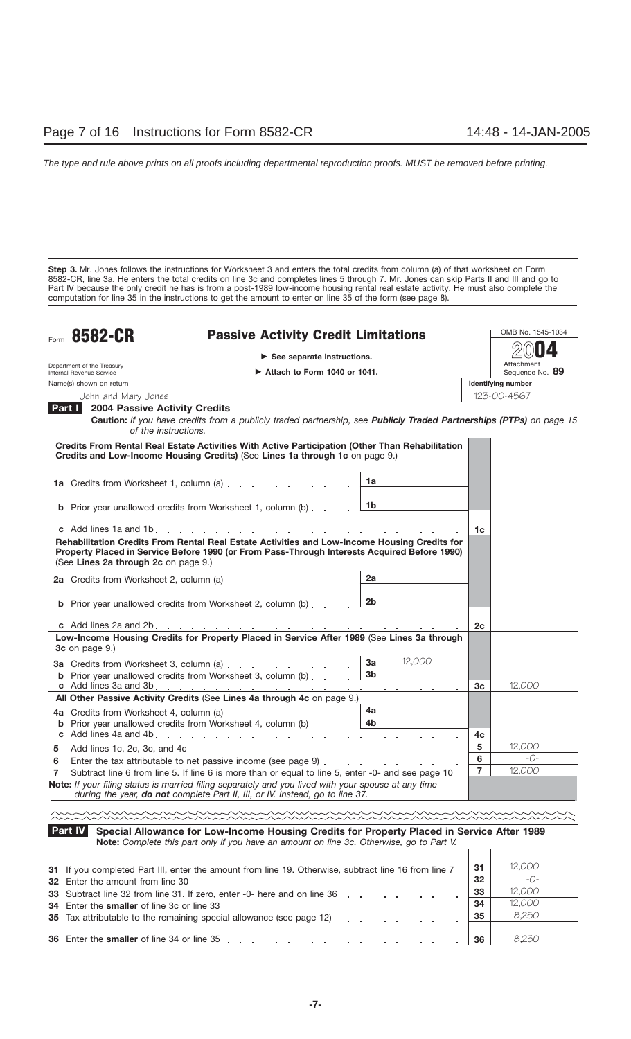**Step 3.** Mr. Jones follows the instructions for Worksheet 3 and enters the total credits from column (a) of that worksheet on Form 8582-CR, line 3a. He enters the total credits on line 3c and completes lines 5 through 7. Mr. Jones can skip Parts II and III and go to Part IV because the only credit he has is from a post-1989 low-income housing rental real estate activity. He must also complete the computation for line 35 in the instructions to get the amount to enter on line 35 of the form (see page 8).

Form **8582-CR** — **Passive Activity Credit Limitations**

► See separate instructions.
► Attach to Form 1040 or 1041.

Department of the Treasury, Internal Revenue Service

OMB No. 1545-1034 — **2004** — Attachment Sequence No. **89**

Name(s) shown on return: John and Mary Jones — Identifying number: 123-00-4567

**Part I — 2004 Passive Activity Credits**

**Caution:** *If you have credits from a publicly traded partnership, see* ***Publicly Traded Partnerships (PTPs)*** *on page 15 of the instructions.*

| Line | Description | Sub-line | Sub-amount | Line | Amount |
|---|---|---|---|---|---|
| | **Credits From Rental Real Estate Activities With Active Participation (Other Than Rehabilitation Credits and Low-Income Housing Credits)** (See **Lines 1a through 1c** on page 9.) | | | | |
| **1a** | Credits from Worksheet 1, column (a) | 1a | | | |
| **b** | Prior year unallowed credits from Worksheet 1, column (b) | 1b | | | |
| **c** | Add lines 1a and 1b | | | 1c | |
| | **Rehabilitation Credits From Rental Real Estate Activities and Low-Income Housing Credits for Property Placed in Service Before 1990 (or From Pass-Through Interests Acquired Before 1990)** (See **Lines 2a through 2c** on page 9.) | | | | |
| **2a** | Credits from Worksheet 2, column (a) | 2a | | | |
| **b** | Prior year unallowed credits from Worksheet 2, column (b) | 2b | | | |
| **c** | Add lines 2a and 2b | | | 2c | |
| | **Low-Income Housing Credits for Property Placed in Service After 1989** (See **Lines 3a through 3c** on page 9.) | | | | |
| **3a** | Credits from Worksheet 3, column (a) | 3a | 12,000 | | |
| **b** | Prior year unallowed credits from Worksheet 3, column (b) | 3b | | | |
| **c** | Add lines 3a and 3b | | | 3c | 12,000 |
| | **All Other Passive Activity Credits** (See **Lines 4a through 4c** on page 9.) | | | | |
| **4a** | Credits from Worksheet 4, column (a) | 4a | | | |
| **b** | Prior year unallowed credits from Worksheet 4, column (b) | 4b | | | |
| **c** | Add lines 4a and 4b | | | 4c | |
| **5** | Add lines 1c, 2c, 3c, and 4c | | | 5 | 12,000 |
| **6** | Enter the tax attributable to net passive income (see page 9) | | | 6 | -0- |
| **7** | Subtract line 6 from line 5. If line 6 is more than or equal to line 5, enter -0- and see page 10 | | | 7 | 12,000 |

**Note:** *If your filing status is married filing separately and you lived with your spouse at any time during the year,* ***do not*** *complete Part II, III, or IV. Instead, go to line 37.*

**Part IV — Special Allowance for Low-Income Housing Credits for Property Placed in Service After 1989**

**Note:** Complete this part only if you have an amount on line 3c. Otherwise, go to Part V.

| Line | Description | Line | Amount |
|---|---|---|---|
| **31** | If you completed Part III, enter the amount from line 19. Otherwise, subtract line 16 from line 7 | 31 | 12,000 |
| **32** | Enter the amount from line 30 | 32 | -0- |
| **33** | Subtract line 32 from line 31. If zero, enter -0- here and on line 36 | 33 | 12,000 |
| **34** | Enter the **smaller** of line 3c or line 33 | 34 | 12,000 |
| **35** | Tax attributable to the remaining special allowance (see page 12) | 35 | 8,250 |
| **36** | Enter the **smaller** of line 34 or line 35 | 36 | 8,250 |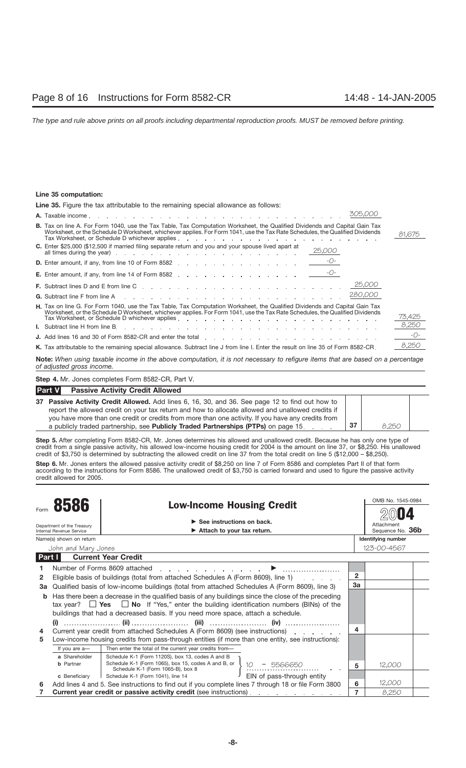**Line 35 computation:**

**Line 35.** Figure the tax attributable to the remaining special allowance as follows:

| | | | |
|---|---|---|---|
| **A.** Taxable income | | 305,000 | |
| **B.** Tax on line A. For Form 1040, use the Tax Table, Tax Computation Worksheet, the Qualified Dividends and Capital Gain Tax Worksheet, or the Schedule D Worksheet, whichever applies. For Form 1041, use the Tax Rate Schedules, the Qualified Dividends Tax Worksheet, or Schedule D whichever applies | | | 81,675 |
| **C.** Enter $25,000 ($12,500 if married filing separate return and you and your spouse lived apart at all times during the year) | 25,000 | | |
| **D.** Enter amount, if any, from line 10 of Form 8582 | -0- | | |
| **E.** Enter amount, if any, from line 14 of Form 8582 | -0- | | |
| **F.** Subtract lines D and E from line C | | 25,000 | |
| **G.** Subtract line F from line A | | 280,000 | |
| **H.** Tax on line G. For Form 1040, use the Tax Table, Tax Computation Worksheet, the Qualified Dividends and Capital Gain Tax Worksheet, or the Schedule D Worksheet, whichever applies. For Form 1041, use the Tax Rate Schedules, the Qualified Dividends Tax Worksheet, or Schedule D whichever applies | | | 73,425 |
| **I.** Subtract line H from line B | | | 8,250 |
| **J.** Add lines 16 and 30 of Form 8582-CR and enter the total | | | -0- |
| **K.** Tax attributable to the remaining special allowance. Subtract line J from line I. Enter the result on line 35 of Form 8582-CR | | | 8,250 |

**Note:** *When using taxable income in the above computation, it is not necessary to refigure items that are based on a percentage of adjusted gross income.*

**Step 4.** Mr. Jones completes Form 8582-CR, Part V.

**Part V Passive Activity Credit Allowed**

| | | |
|---|---|---|
| **37 Passive Activity Credit Allowed.** Add lines 6, 16, 30, and 36. See page 12 to find out how to report the allowed credit on your tax return and how to allocate allowed and unallowed credits if you have more than one credit or credits from more than one activity. If you have any credits from a publicly traded partnership, see **Publicly Traded Partnerships (PTPs)** on page 15 | 37 | 8,250 |

**Step 5.** After completing Form 8582-CR, Mr. Jones determines his allowed and unallowed credit. Because he has only one type of credit from a single passive activity, his allowed low-income housing credit for 2004 is the amount on line 37, or $8,250. His unallowed credit of $3,750 is determined by subtracting the allowed credit on line 37 from the total credit on line 5 ($12,000 − $8,250).

**Step 6.** Mr. Jones enters the allowed passive activity credit of $8,250 on line 7 of Form 8586 and completes Part II of that form according to the instructions for Form 8586. The unallowed credit of $3,750 is carried forward and used to figure the passive activity credit allowed for 2005.

---

Form **8586** — **Low-Income Housing Credit**

Department of the Treasury, Internal Revenue Service

► See instructions on back.
► Attach to your tax return.

OMB No. 1545-0984 — **2004** — Attachment Sequence No. **36b**

Name(s) shown on return: John and Mary Jones — Identifying number: 123-00-4567

**Part I Current Year Credit**

| | | | |
|---|---|---|---|
| **1** | Number of Forms 8609 attached ► | | |
| **2** | Eligible basis of buildings (total from attached Schedules A (Form 8609), line 1) | 2 | |
| **3a** | Qualified basis of low-income buildings (total from attached Schedules A (Form 8609), line 3) | 3a | |
| **b** | Has there been a decrease in the qualified basis of any buildings since the close of the preceding tax year? ☐ **Yes** ☐ **No** If "Yes," enter the building identification numbers (BINs) of the buildings that had a decreased basis. If you need more space, attach a schedule. (i) ........ (ii) ........ (iii) ........ (iv) ........ | | |
| **4** | Current year credit from attached Schedules A (Form 8609) (see instructions) | 4 | |
| **5** | Low-income housing credits from pass-through entities (if more than one entity, see instructions): If you are a— **a** Shareholder: Schedule K-1 (Form 1120S), box 13, codes A and B; **b** Partner: Schedule K-1 (Form 1065), box 15, codes A and B, or Schedule K-1 (Form 1065-B), box 8; **c** Beneficiary: Schedule K-1 (Form 1041), line 14 — Then enter the total of the current year credits from— EIN of pass-through entity: 10 – 5566650 | 5 | 12,000 |
| **6** | Add lines 4 and 5. See instructions to find out if you complete lines 7 through 18 or file Form 3800 | 6 | 12,000 |
| **7** | **Current year credit or passive activity credit** (see instructions) | 7 | 8,250 |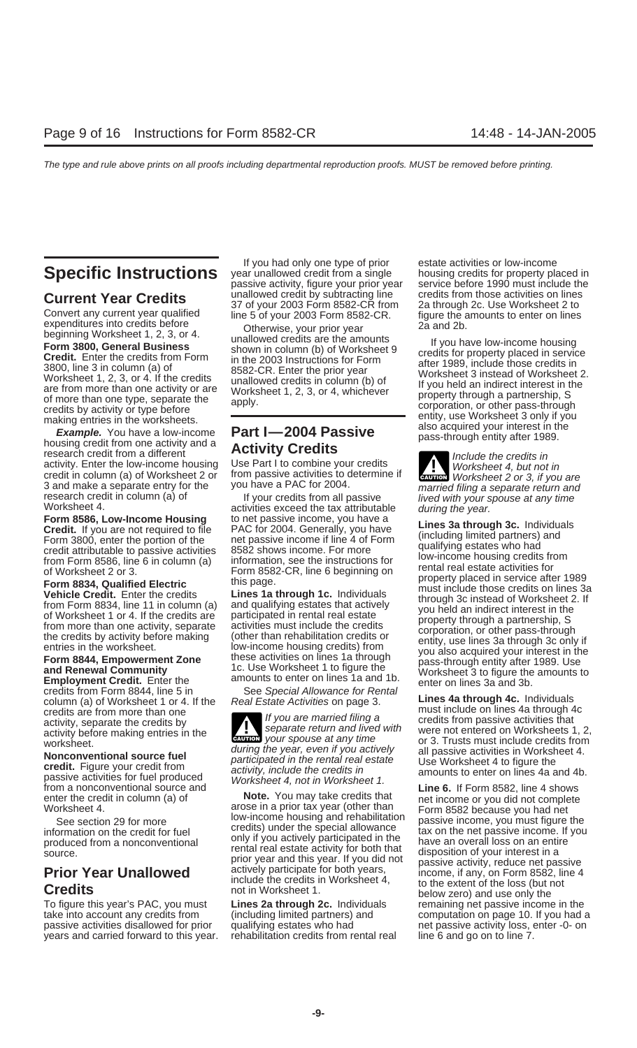# Specific Instructions

## Current Year Credits

Convert any current year qualified expenditures into credits before beginning Worksheet 1, 2, 3, or 4.

**Form 3800, General Business Credit.** Enter the credits from Form 3800, line 3 in column (a) of Worksheet 1, 2, 3, or 4. If the credits are from more than one activity or are of more than one type, separate the credits by activity or type before making entries in the worksheets.

***Example.*** You have a low-income housing credit from one activity and a research credit from a different activity. Enter the low-income housing credit in column (a) of Worksheet 2 or 3 and make a separate entry for the research credit in column (a) of Worksheet 4.

**Form 8586, Low-Income Housing Credit.** If you are not required to file Form 3800, enter the portion of the credit attributable to passive activities from Form 8586, line 6 in column (a) of Worksheet 2 or 3.

**Form 8834, Qualified Electric Vehicle Credit.** Enter the credits from Form 8834, line 11 in column (a) of Worksheet 1 or 4. If the credits are from more than one activity, separate the credits by activity before making entries in the worksheet.

**Form 8844, Empowerment Zone and Renewal Community Employment Credit.** Enter the credits from Form 8844, line 5 in column (a) of Worksheet 1 or 4. If the credits are from more than one activity, separate the credits by activity before making entries in the worksheet.

**Nonconventional source fuel credit.** Figure your credit from passive activities for fuel produced from a nonconventional source and enter the credit in column (a) of Worksheet 4.

See section 29 for more information on the credit for fuel produced from a nonconventional source.

## Prior Year Unallowed Credits

To figure this year's PAC, you must take into account any credits from passive activities disallowed for prior years and carried forward to this year.

If you had only one type of prior year unallowed credit from a single passive activity, figure your prior year unallowed credit by subtracting line 37 of your 2003 Form 8582-CR from line 5 of your 2003 Form 8582-CR.

Otherwise, your prior year unallowed credits are the amounts shown in column (b) of Worksheet 9 in the 2003 Instructions for Form 8582-CR. Enter the prior year unallowed credits in column (b) of Worksheet 1, 2, 3, or 4, whichever apply.

## Part I—2004 Passive Activity Credits

Use Part I to combine your credits from passive activities to determine if you have a PAC for 2004.

If your credits from all passive activities exceed the tax attributable to net passive income, you have a PAC for 2004. Generally, you have net passive income if line 4 of Form 8582 shows income. For more information, see the instructions for Form 8582-CR, line 6 beginning on this page.

**Lines 1a through 1c.** Individuals and qualifying estates that actively participated in rental real estate activities must include the credits (other than rehabilitation credits or low-income housing credits) from these activities on lines 1a through 1c. Use Worksheet 1 to figure the amounts to enter on lines 1a and 1b.

See *Special Allowance for Rental Real Estate Activities* on page 3.

> **CAUTION:** *If you are married filing a separate return and lived with your spouse at any time during the year, even if you actively participated in the rental real estate activity, include the credits in Worksheet 4, not in Worksheet 1.*

**Note.** You may take credits that arose in a prior tax year (other than low-income housing and rehabilitation credits) under the special allowance only if you actively participated in the rental real estate activity for both that prior year and this year. If you did not actively participate for both years, include the credits in Worksheet 4, not in Worksheet 1.

**Lines 2a through 2c.** Individuals (including limited partners) and qualifying estates who had rehabilitation credits from rental real estate activities or low-income housing credits for property placed in service before 1990 must include the credits from those activities on lines 2a through 2c. Use Worksheet 2 to figure the amounts to enter on lines 2a and 2b.

If you have low-income housing credits for property placed in service after 1989, include those credits in Worksheet 3 instead of Worksheet 2. If you held an indirect interest in the property through a partnership, S corporation, or other pass-through entity, use Worksheet 3 only if you also acquired your interest in the pass-through entity after 1989.

> **CAUTION:** *Include the credits in Worksheet 4, but not in Worksheet 2 or 3, if you are married filing a separate return and lived with your spouse at any time during the year.*

**Lines 3a through 3c.** Individuals (including limited partners) and qualifying estates who had low-income housing credits from rental real estate activities for property placed in service after 1989 must include those credits on lines 3a through 3c instead of Worksheet 2. If you held an indirect interest in the property through a partnership, S corporation, or other pass-through entity, use lines 3a through 3c only if you also acquired your interest in the pass-through entity after 1989. Use Worksheet 3 to figure the amounts to enter on lines 3a and 3b.

**Lines 4a through 4c.** Individuals must include on lines 4a through 4c credits from passive activities that were not entered on Worksheets 1, 2, or 3. Trusts must include credits from all passive activities in Worksheet 4. Use Worksheet 4 to figure the amounts to enter on lines 4a and 4b.

**Line 6.** If Form 8582, line 4 shows net income or you did not complete Form 8582 because you had net passive income, you must figure the tax on the net passive income. If you have an overall loss on an entire disposition of your interest in a passive activity, reduce net passive income, if any, on Form 8582, line 4 to the extent of the loss (but not below zero) and use only the remaining net passive income in the computation on page 10. If you had a net passive activity loss, enter -0- on line 6 and go on to line 7.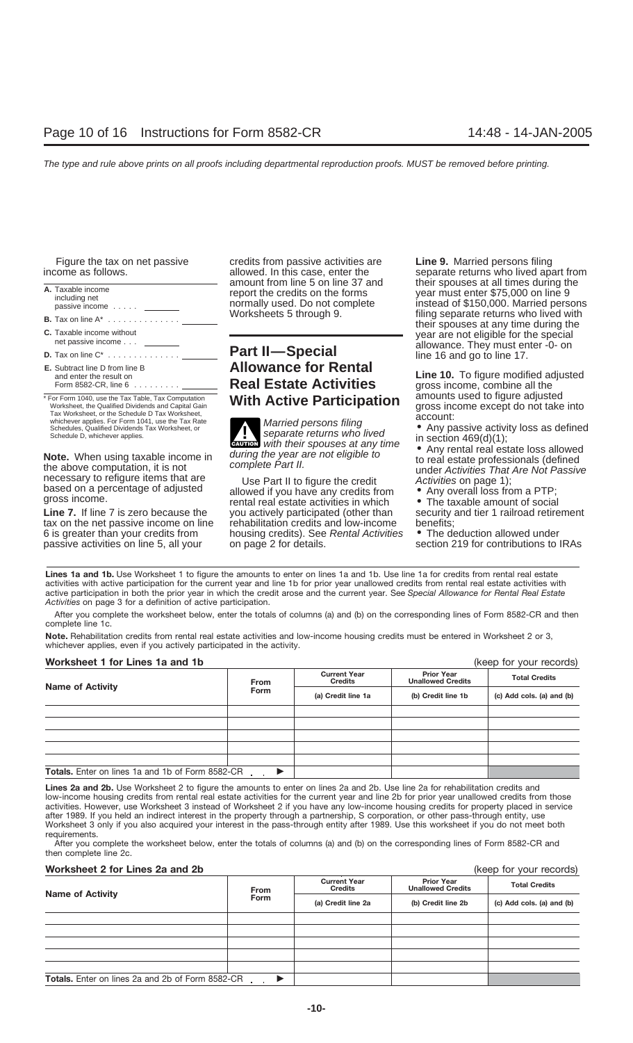Figure the tax on net passive income as follows.

| | |
|---|---|
| **A.** Taxable income including net passive income . . . . . | |
| **B.** Tax on line A* . . . . . . . . . . . . . | |
| **C.** Taxable income without net passive income . . . | |
| **D.** Tax on line C* . . . . . . . . . . . . . | |
| **E.** Subtract line D from line B and enter the result on Form 8582-CR, line 6 . . . . . . . . . | |

\* For Form 1040, use the Tax Table, Tax Computation Worksheet, the Qualified Dividends and Capital Gain Tax Worksheet, or the Schedule D Tax Worksheet, whichever applies. For Form 1041, use the Tax Rate Schedules, Qualified Dividends Tax Worksheet, or Schedule D, whichever applies.

**Note.** When using taxable income in the above computation, it is not necessary to refigure items that are based on a percentage of adjusted gross income.

**Line 7.** If line 7 is zero because the tax on the net passive income on line 6 is greater than your credits from passive activities on line 5, all your credits from passive activities are allowed. In this case, enter the amount from line 5 on line 37 and report the credits on the forms normally used. Do not complete Worksheets 5 through 9.

## Part II—Special Allowance for Rental Real Estate Activities With Active Participation

**CAUTION** *Married persons filing separate returns who lived with their spouses at any time during the year are not eligible to complete Part II.*

Use Part II to figure the credit allowed if you have any credits from rental real estate activities in which you actively participated (other than rehabilitation credits and low-income housing credits). See *Rental Activities* on page 2 for details.

**Line 9.** Married persons filing separate returns who lived apart from their spouses at all times during the year must enter $75,000 on line 9 instead of $150,000. Married persons filing separate returns who lived with their spouses at any time during the year are not eligible for the special allowance. They must enter -0- on line 16 and go to line 17.

**Line 10.** To figure modified adjusted gross income, combine all the amounts used to figure adjusted gross income except do not take into account:

- Any passive activity loss as defined in section 469(d)(1);
- Any rental real estate loss allowed to real estate professionals (defined under *Activities That Are Not Passive Activities* on page 1);
- Any overall loss from a PTP;
- The taxable amount of social security and tier 1 railroad retirement benefits;
- The deduction allowed under section 219 for contributions to IRAs

**Lines 1a and 1b.** Use Worksheet 1 to figure the amounts to enter on lines 1a and 1b. Use line 1a for credits from rental real estate activities with active participation for the current year and line 1b for prior year unallowed credits from rental real estate activities with active participation in both the prior year in which the credit arose and the current year. See *Special Allowance for Rental Real Estate Activities* on page 3 for a definition of active participation.

After you complete the worksheet below, enter the totals of columns (a) and (b) on the corresponding lines of Form 8582-CR and then complete line 1c.

**Note.** Rehabilitation credits from rental real estate activities and low-income housing credits must be entered in Worksheet 2 or 3, whichever applies, even if you actively participated in the activity.

**Worksheet 1 for Lines 1a and 1b** (keep for your records)

| Name of Activity | From Form | Current Year Credits | Prior Year Unallowed Credits | Total Credits |
|---|---|---|---|---|
| | | (a) Credit line 1a | (b) Credit line 1b | (c) Add cols. (a) and (b) |
| | | | | |
| | | | | |
| | | | | |
| | | | | |
| | | | | |
| **Totals.** Enter on lines 1a and 1b of Form 8582-CR . . ▶ | | | | |

**Lines 2a and 2b.** Use Worksheet 2 to figure the amounts to enter on lines 2a and 2b. Use line 2a for rehabilitation credits and low-income housing credits from rental real estate activities for the current year and line 2b for prior year unallowed credits from those activities. However, use Worksheet 3 instead of Worksheet 2 if you have any low-income housing credits for property placed in service after 1989. If you held an indirect interest in the property through a partnership, S corporation, or other pass-through entity, use Worksheet 3 only if you also acquired your interest in the pass-through entity after 1989. Use this worksheet if you do not meet both requirements.

After you complete the worksheet below, enter the totals of columns (a) and (b) on the corresponding lines of Form 8582-CR and then complete line 2c.

**Worksheet 2 for Lines 2a and 2b** (keep for your records)

| Name of Activity | From Form | Current Year Credits | Prior Year Unallowed Credits | Total Credits |
|---|---|---|---|---|
| | | (a) Credit line 2a | (b) Credit line 2b | (c) Add cols. (a) and (b) |
| | | | | |
| | | | | |
| | | | | |
| | | | | |
| | | | | |
| **Totals.** Enter on lines 2a and 2b of Form 8582-CR . . ▶ | | | | |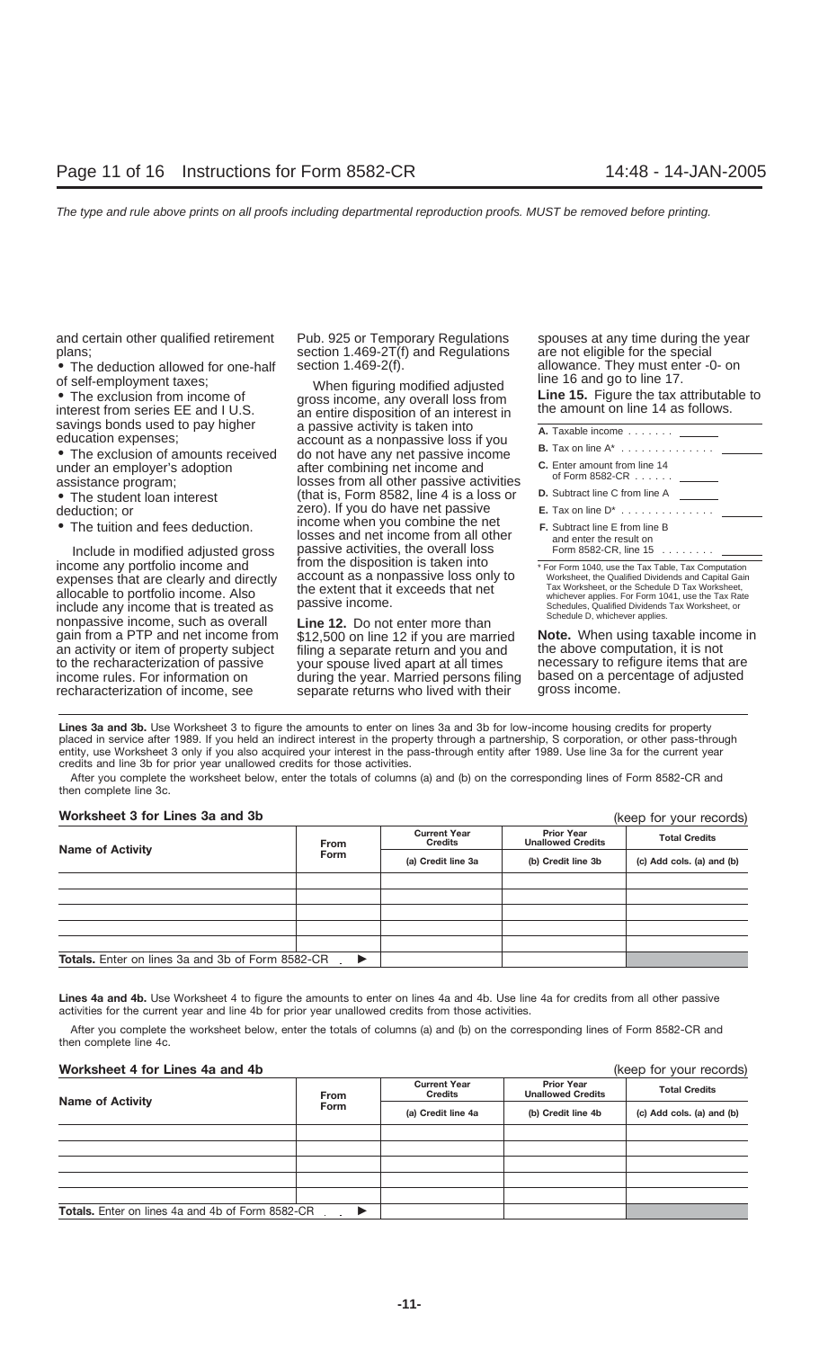and certain other qualified retirement plans;

- The deduction allowed for one-half of self-employment taxes;
- The exclusion from income of interest from series EE and I U.S. savings bonds used to pay higher education expenses;
- The exclusion of amounts received under an employer's adoption assistance program;
- The student loan interest deduction; or
- The tuition and fees deduction.

Include in modified adjusted gross income any portfolio income and expenses that are clearly and directly allocable to portfolio income. Also include any income that is treated as nonpassive income, such as overall gain from a PTP and net income from an activity or item of property subject to the recharacterization of passive income rules. For information on recharacterization of income, see Pub. 925 or Temporary Regulations section 1.469-2T(f) and Regulations section 1.469-2(f).

When figuring modified adjusted gross income, any overall loss from an entire disposition of an interest in a passive activity is taken into account as a nonpassive loss if you do not have any net passive income after combining net income and losses from all other passive activities (that is, Form 8582, line 4 is a loss or zero). If you do have net passive income when you combine the net losses and net income from all other passive activities, the overall loss from the disposition is taken into account as a nonpassive loss only to the extent that it exceeds that net passive income.

**Line 12.** Do not enter more than $12,500 on line 12 if you are married filing a separate return and you and your spouse lived apart at all times during the year. Married persons filing separate returns who lived with their spouses at any time during the year are not eligible for the special allowance. They must enter -0- on line 16 and go to line 17.

**Line 15.** Figure the tax attributable to the amount on line 14 as follows.

| | | |
|---|---|---|
| **A.** Taxable income | | |
| **B.** Tax on line A* | | |
| **C.** Enter amount from line 14 of Form 8582-CR | | |
| **D.** Subtract line C from line A | | |
| **E.** Tax on line D* | | |
| **F.** Subtract line E from line B and enter the result on Form 8582-CR, line 15 | | |

\* For Form 1040, use the Tax Table, Tax Computation Worksheet, the Qualified Dividends and Capital Gain Tax Worksheet, or the Schedule D Tax Worksheet, whichever applies. For Form 1041, use the Tax Rate Schedules, Qualified Dividends Tax Worksheet, or Schedule D, whichever applies.

**Note.** When using taxable income in the above computation, it is not necessary to refigure items that are based on a percentage of adjusted gross income.

**Lines 3a and 3b.** Use Worksheet 3 to figure the amounts to enter on lines 3a and 3b for low-income housing credits for property placed in service after 1989. If you held an indirect interest in the property through a partnership, S corporation, or other pass-through entity, use Worksheet 3 only if you also acquired your interest in the pass-through entity after 1989. Use line 3a for the current year credits and line 3b for prior year unallowed credits for those activities.

After you complete the worksheet below, enter the totals of columns (a) and (b) on the corresponding lines of Form 8582-CR and then complete line 3c.

**Worksheet 3 for Lines 3a and 3b** (keep for your records)

| Name of Activity | From Form | Current Year Credits (a) Credit line 3a | Prior Year Unallowed Credits (b) Credit line 3b | Total Credits (c) Add cols. (a) and (b) |
|---|---|---|---|---|
| | | | | |
| | | | | |
| | | | | |
| | | | | |
| | | | | |
| **Totals.** Enter on lines 3a and 3b of Form 8582-CR ▶ | | | | |

**Lines 4a and 4b.** Use Worksheet 4 to figure the amounts to enter on lines 4a and 4b. Use line 4a for credits from all other passive activities for the current year and line 4b for prior year unallowed credits from those activities.

After you complete the worksheet below, enter the totals of columns (a) and (b) on the corresponding lines of Form 8582-CR and then complete line 4c.

**Worksheet 4 for Lines 4a and 4b** (keep for your records)

| Name of Activity | From Form | Current Year Credits (a) Credit line 4a | Prior Year Unallowed Credits (b) Credit line 4b | Total Credits (c) Add cols. (a) and (b) |
|---|---|---|---|---|
| | | | | |
| | | | | |
| | | | | |
| | | | | |
| | | | | |
| **Totals.** Enter on lines 4a and 4b of Form 8582-CR ▶ | | | | |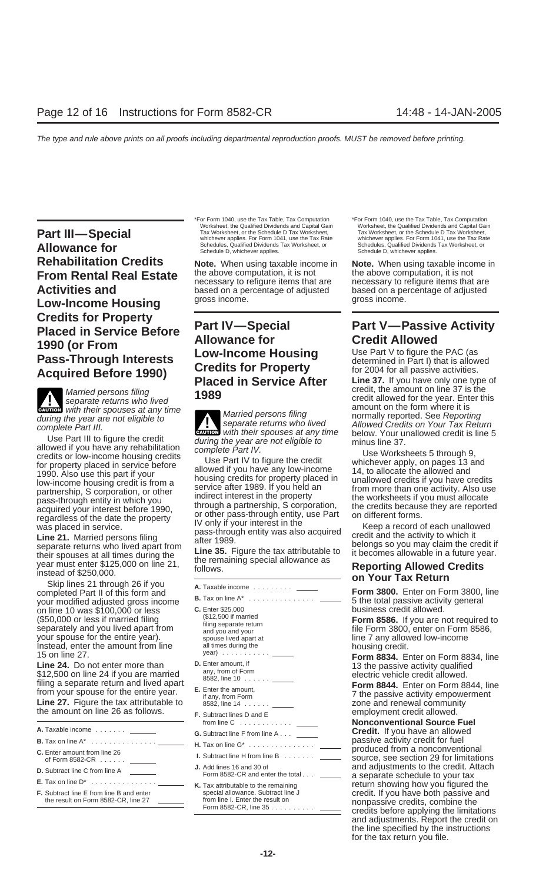## Part III—Special Allowance for Rehabilitation Credits From Rental Real Estate Activities and Low-Income Housing Credits for Property Placed in Service Before 1990 (or From Pass-Through Interests Acquired Before 1990)

**CAUTION** *Married persons filing separate returns who lived with their spouses at any time during the year are not eligible to complete Part III.*

Use Part III to figure the credit allowed if you have any rehabilitation credits or low-income housing credits for property placed in service before 1990. Also use this part if your low-income housing credit is from a partnership, S corporation, or other pass-through entity in which you acquired your interest before 1990, regardless of the date the property was placed in service.

**Line 21.** Married persons filing separate returns who lived apart from their spouses at all times during the year must enter $125,000 on line 21, instead of $250,000.

Skip lines 21 through 26 if you completed Part II of this form and your modified adjusted gross income on line 10 was $100,000 or less ($50,000 or less if married filing separately and you lived apart from your spouse for the entire year). Instead, enter the amount from line 15 on line 27.

**Line 24.** Do not enter more than $12,500 on line 24 if you are married filing a separate return and lived apart from your spouse for the entire year.

**Line 27.** Figure the tax attributable to the amount on line 26 as follows.

| | |
|---|---|
| **A.** Taxable income | |
| **B.** Tax on line A* | |
| **C.** Enter amount from line 26 of Form 8582-CR | |
| **D.** Subtract line C from line A | |
| **E.** Tax on line D* | |
| **F.** Subtract line E from line B and enter the result on Form 8582-CR, line 27 | |

*For Form 1040, use the Tax Table, Tax Computation Worksheet, the Qualified Dividends and Capital Gain Tax Worksheet, or the Schedule D Tax Worksheet, whichever applies. For Form 1041, use the Tax Rate Schedules, Qualified Dividends Tax Worksheet, or Schedule D, whichever applies.

**Note.** When using taxable income in the above computation, it is not necessary to refigure items that are based on a percentage of adjusted gross income.

## Part IV—Special Allowance for Low-Income Housing Credits for Property Placed in Service After 1989

**CAUTION** *Married persons filing separate returns who lived with their spouses at any time during the year are not eligible to complete Part IV.*

Use Part IV to figure the credit allowed if you have any low-income housing credits for property placed in service after 1989. If you held an indirect interest in the property through a partnership, S corporation, or other pass-through entity, use Part IV only if your interest in the pass-through entity was also acquired after 1989.

**Line 35.** Figure the tax attributable to the remaining special allowance as follows.

| | |
|---|---|
| **A.** Taxable income | |
| **B.** Tax on line A* | |
| **C.** Enter $25,000 ($12,500 if married filing separate return and you and your spouse lived apart at all times during the year) | |
| **D.** Enter amount, if any, from of Form 8582, line 10 | |
| **E.** Enter the amount, if any, from Form 8582, line 14 | |
| **F.** Subtract lines D and E from line C | |
| **G.** Subtract line F from line A | |
| **H.** Tax on line G* | |
| **I.** Subtract line H from line B | |
| **J.** Add lines 16 and 30 of Form 8582-CR and enter the total | |
| **K.** Tax attributable to the remaining special allowance. Subtract line J from line I. Enter the result on Form 8582-CR, line 35 | |

*For Form 1040, use the Tax Table, Tax Computation Worksheet, the Qualified Dividends and Capital Gain Tax Worksheet, or the Schedule D Tax Worksheet, whichever applies. For Form 1041, use the Tax Rate Schedules, Qualified Dividends Tax Worksheet, or Schedule D, whichever applies.

**Note.** When using taxable income in the above computation, it is not necessary to refigure items that are based on a percentage of adjusted gross income.

## Part V—Passive Activity Credit Allowed

Use Part V to figure the PAC (as determined in Part I) that is allowed for 2004 for all passive activities.

**Line 37.** If you have only one type of credit, the amount on line 37 is the credit allowed for the year. Enter this amount on the form where it is normally reported. See *Reporting Allowed Credits on Your Tax Return* below. Your unallowed credit is line 5 minus line 37.

Use Worksheets 5 through 9, whichever apply, on pages 13 and 14, to allocate the allowed and unallowed credits if you have credits from more than one activity. Also use the worksheets if you must allocate the credits because they are reported on different forms.

Keep a record of each unallowed credit and the activity to which it belongs so you may claim the credit if it becomes allowable in a future year.

### Reporting Allowed Credits on Your Tax Return

**Form 3800.** Enter on Form 3800, line 5 the total passive activity general business credit allowed.

**Form 8586.** If you are not required to file Form 3800, enter on Form 8586, line 7 any allowed low-income housing credit.

**Form 8834.** Enter on Form 8834, line 13 the passive activity qualified electric vehicle credit allowed.

**Form 8844.** Enter on Form 8844, line 7 the passive activity empowerment zone and renewal community employment credit allowed.

**Nonconventional Source Fuel Credit.** If you have an allowed passive activity credit for fuel produced from a nonconventional source, see section 29 for limitations and adjustments to the credit. Attach a separate schedule to your tax return showing how you figured the credit. If you have both passive and nonpassive credits, combine the credits before applying the limitations and adjustments. Report the credit on the line specified by the instructions for the tax return you file.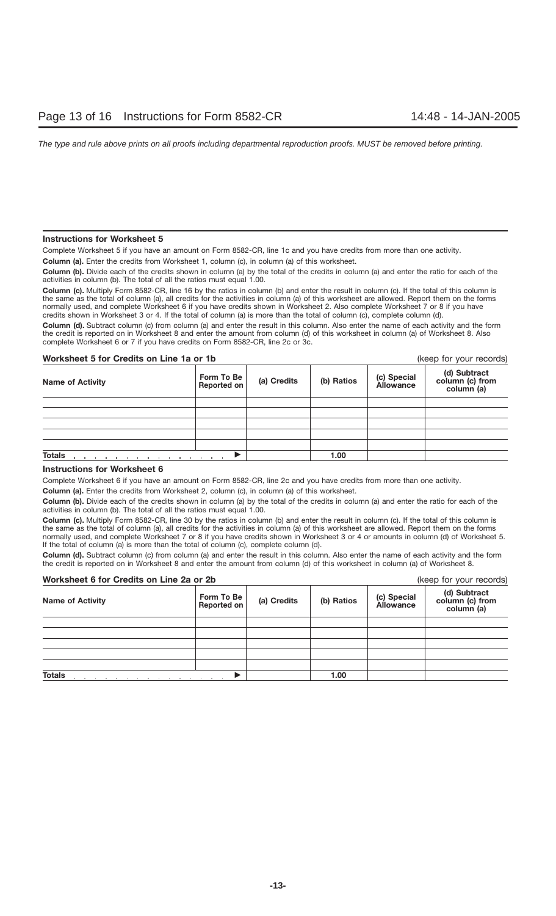### Instructions for Worksheet 5

Complete Worksheet 5 if you have an amount on Form 8582-CR, line 1c and you have credits from more than one activity.

**Column (a).** Enter the credits from Worksheet 1, column (c), in column (a) of this worksheet.

**Column (b).** Divide each of the credits shown in column (a) by the total of the credits in column (a) and enter the ratio for each of the activities in column (b). The total of all the ratios must equal 1.00.

**Column (c).** Multiply Form 8582-CR, line 16 by the ratios in column (b) and enter the result in column (c). If the total of this column is the same as the total of column (a), all credits for the activities in column (a) of this worksheet are allowed. Report them on the forms normally used, and complete Worksheet 6 if you have credits shown in Worksheet 2. Also complete Worksheet 7 or 8 if you have credits shown in Worksheet 3 or 4. If the total of column (a) is more than the total of column (c), complete column (d).

**Column (d).** Subtract column (c) from column (a) and enter the result in this column. Also enter the name of each activity and the form the credit is reported on in Worksheet 8 and enter the amount from column (d) of this worksheet in column (a) of Worksheet 8. Also complete Worksheet 6 or 7 if you have credits on Form 8582-CR, line 2c or 3c.

**Worksheet 5 for Credits on Line 1a or 1b** (keep for your records)

| Name of Activity | Form To Be Reported on | (a) Credits | (b) Ratios | (c) Special Allowance | (d) Subtract column (c) from column (a) |
|---|---|---|---|---|---|
| | | | | | |
| | | | | | |
| | | | | | |
| | | | | | |
| | | | | | |
| **Totals** . . . . . . . . . . . . . . . ▶ | | | 1.00 | | |

### Instructions for Worksheet 6

Complete Worksheet 6 if you have an amount on Form 8582-CR, line 2c and you have credits from more than one activity.

**Column (a).** Enter the credits from Worksheet 2, column (c), in column (a) of this worksheet.

**Column (b).** Divide each of the credits shown in column (a) by the total of the credits in column (a) and enter the ratio for each of the activities in column (b). The total of all the ratios must equal 1.00.

**Column (c).** Multiply Form 8582-CR, line 30 by the ratios in column (b) and enter the result in column (c). If the total of this column is the same as the total of column (a), all credits for the activities in column (a) of this worksheet are allowed. Report them on the forms normally used, and complete Worksheet 7 or 8 if you have credits shown in Worksheet 3 or 4 or amounts in column (d) of Worksheet 5. If the total of column (a) is more than the total of column (c), complete column (d).

**Column (d).** Subtract column (c) from column (a) and enter the result in this column. Also enter the name of each activity and the form the credit is reported on in Worksheet 8 and enter the amount from column (d) of this worksheet in column (a) of Worksheet 8.

**Worksheet 6 for Credits on Line 2a or 2b** (keep for your records)

| Name of Activity | Form To Be Reported on | (a) Credits | (b) Ratios | (c) Special Allowance | (d) Subtract column (c) from column (a) |
|---|---|---|---|---|---|
| | | | | | |
| | | | | | |
| | | | | | |
| | | | | | |
| | | | | | |
| **Totals** . . . . . . . . . . . . . . . ▶ | | | 1.00 | | |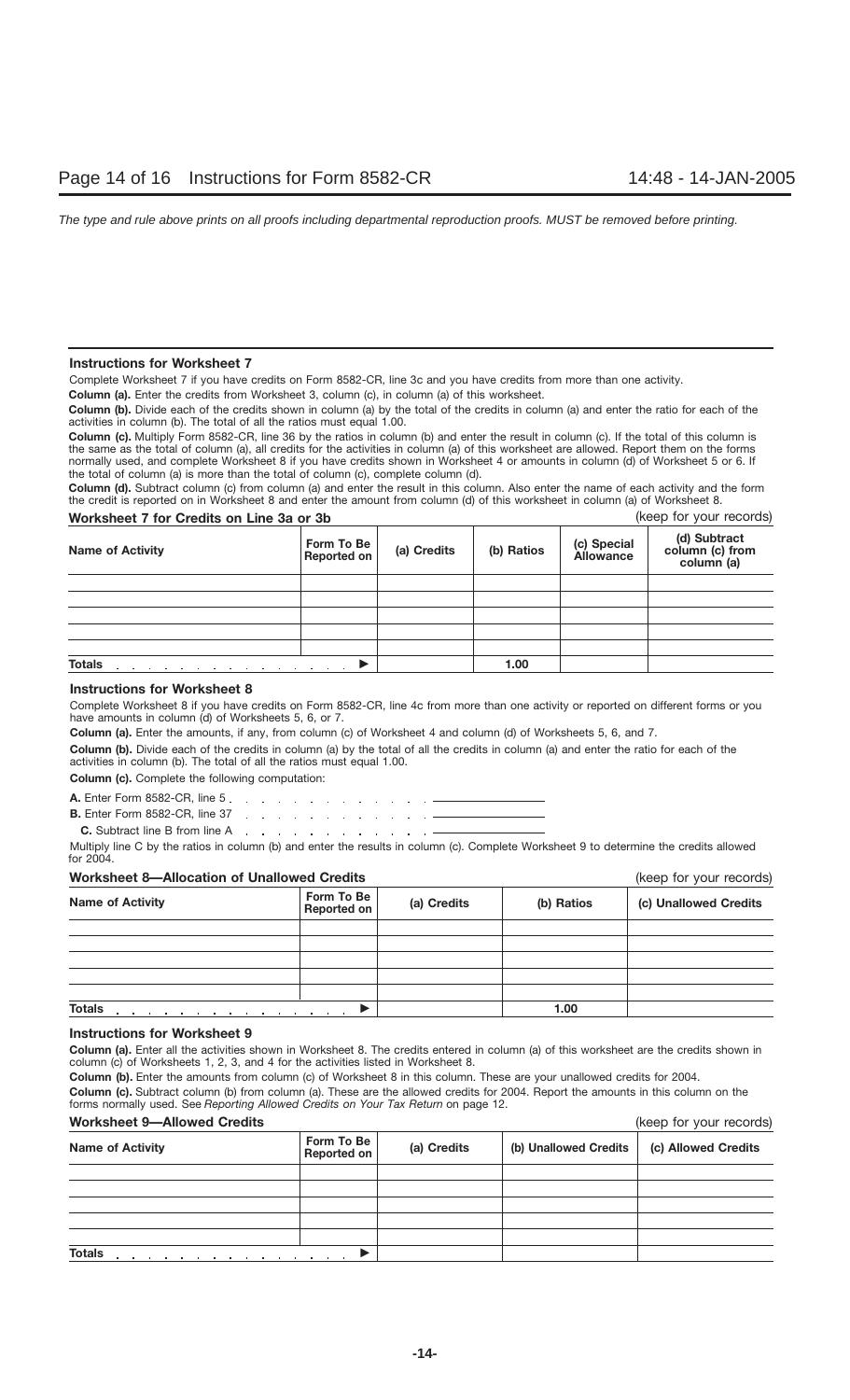### Instructions for Worksheet 7

Complete Worksheet 7 if you have credits on Form 8582-CR, line 3c and you have credits from more than one activity.

**Column (a).** Enter the credits from Worksheet 3, column (c), in column (a) of this worksheet.

**Column (b).** Divide each of the credits shown in column (a) by the total of the credits in column (a) and enter the ratio for each of the activities in column (b). The total of all the ratios must equal 1.00.

**Column (c).** Multiply Form 8582-CR, line 36 by the ratios in column (b) and enter the result in column (c). If the total of this column is the same as the total of column (a), all credits for the activities in column (a) of this worksheet are allowed. Report them on the forms normally used, and complete Worksheet 8 if you have credits shown in Worksheet 4 or amounts in column (d) of Worksheet 5 or 6. If the total of column (a) is more than the total of column (c), complete column (d).

**Column (d).** Subtract column (c) from column (a) and enter the result in this column. Also enter the name of each activity and the form the credit is reported on in Worksheet 8 and enter the amount from column (d) of this worksheet in column (a) of Worksheet 8.

**Worksheet 7 for Credits on Line 3a or 3b** (keep for your records)

| Name of Activity | Form To Be Reported on | (a) Credits | (b) Ratios | (c) Special Allowance | (d) Subtract column (c) from column (a) |
|---|---|---|---|---|---|
| | | | | | |
| | | | | | |
| | | | | | |
| | | | | | |
| | | | | | |
| **Totals** ▶ | | | 1.00 | | |

### Instructions for Worksheet 8

Complete Worksheet 8 if you have credits on Form 8582-CR, line 4c from more than one activity or reported on different forms or you have amounts in column (d) of Worksheets 5, 6, or 7.

**Column (a).** Enter the amounts, if any, from column (c) of Worksheet 4 and column (d) of Worksheets 5, 6, and 7.

**Column (b).** Divide each of the credits in column (a) by the total of all the credits in column (a) and enter the ratio for each of the activities in column (b). The total of all the ratios must equal 1.00.

**Column (c).** Complete the following computation:

**A.** Enter Form 8582-CR, line 5 . . . . . . . . . . . . . . ________

**B.** Enter Form 8582-CR, line 37 . . . . . . . . . . . . . ________

**C.** Subtract line B from line A . . . . . . . . . . . . . ________

Multiply line C by the ratios in column (b) and enter the results in column (c). Complete Worksheet 9 to determine the credits allowed for 2004.

**Worksheet 8—Allocation of Unallowed Credits** (keep for your records)

| Name of Activity | Form To Be Reported on | (a) Credits | (b) Ratios | (c) Unallowed Credits |
|---|---|---|---|---|
| | | | | |
| | | | | |
| | | | | |
| | | | | |
| | | | | |
| **Totals** ▶ | | | 1.00 | |

### Instructions for Worksheet 9

**Column (a).** Enter all the activities shown in Worksheet 8. The credits entered in column (a) of this worksheet are the credits shown in column (c) of Worksheets 1, 2, 3, and 4 for the activities listed in Worksheet 8.

**Column (b).** Enter the amounts from column (c) of Worksheet 8 in this column. These are your unallowed credits for 2004.

**Column (c).** Subtract column (b) from column (a). These are the allowed credits for 2004. Report the amounts in this column on the forms normally used. See *Reporting Allowed Credits on Your Tax Return* on page 12.

**Worksheet 9—Allowed Credits** (keep for your records)

| Name of Activity | Form To Be Reported on | (a) Credits | (b) Unallowed Credits | (c) Allowed Credits |
|---|---|---|---|---|
| | | | | |
| | | | | |
| | | | | |
| | | | | |
| | | | | |
| **Totals** ▶ | | | | |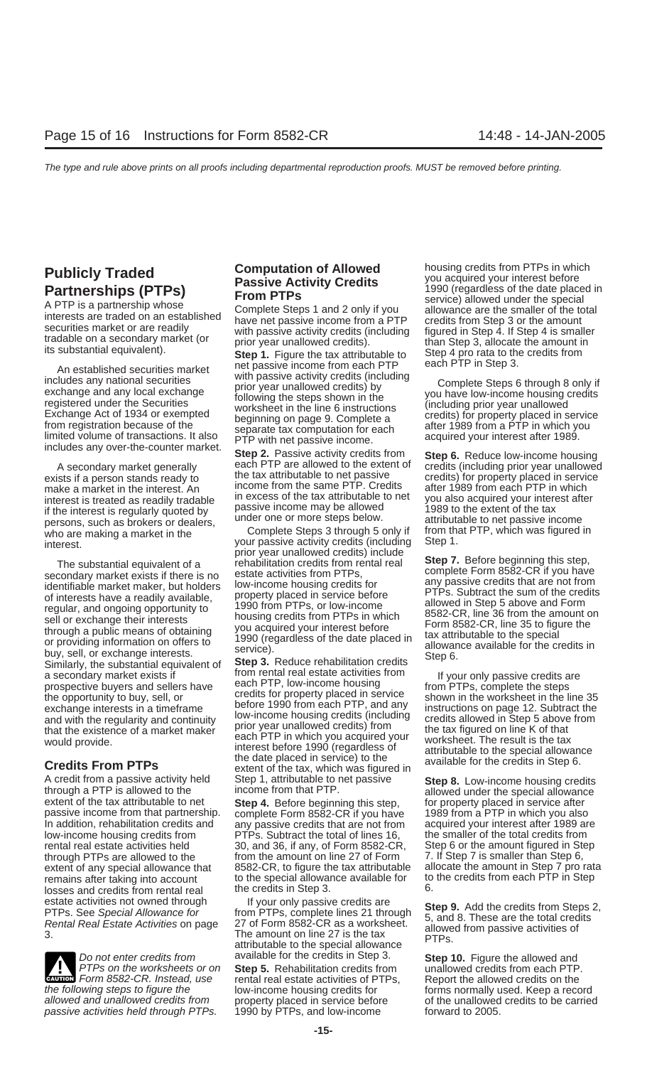## Publicly Traded Partnerships (PTPs)

A PTP is a partnership whose interests are traded on an established securities market or are readily tradable on a secondary market (or its substantial equivalent).

An established securities market includes any national securities exchange and any local exchange registered under the Securities Exchange Act of 1934 or exempted from registration because of the limited volume of transactions. It also includes any over-the-counter market.

A secondary market generally exists if a person stands ready to make a market in the interest. An interest is treated as readily tradable if the interest is regularly quoted by persons, such as brokers or dealers, who are making a market in the interest.

The substantial equivalent of a secondary market exists if there is no identifiable market maker, but holders of interests have a readily available, regular, and ongoing opportunity to sell or exchange their interests through a public means of obtaining or providing information on offers to buy, sell, or exchange interests. Similarly, the substantial equivalent of a secondary market exists if prospective buyers and sellers have the opportunity to buy, sell, or exchange interests in a timeframe and with the regularity and continuity that the existence of a market maker would provide.

### Credits From PTPs

A credit from a passive activity held through a PTP is allowed to the extent of the tax attributable to net passive income from that partnership. In addition, rehabilitation credits and low-income housing credits from rental real estate activities held through PTPs are allowed to the extent of any special allowance that remains after taking into account losses and credits from rental real estate activities not owned through PTPs. See *Special Allowance for Rental Real Estate Activities* on page 3.

**CAUTION** *Do not enter credits from PTPs on the worksheets or on Form 8582-CR. Instead, use the following steps to figure the allowed and unallowed credits from passive activities held through PTPs.*

### Computation of Allowed Passive Activity Credits From PTPs

Complete Steps 1 and 2 only if you have net passive income from a PTP with passive activity credits (including prior year unallowed credits).

**Step 1.** Figure the tax attributable to net passive income from each PTP with passive activity credits (including prior year unallowed credits) by following the steps shown in the worksheet in the line 6 instructions beginning on page 9. Complete a separate tax computation for each PTP with net passive income.

**Step 2.** Passive activity credits from each PTP are allowed to the extent of the tax attributable to net passive income from the same PTP. Credits in excess of the tax attributable to net passive income may be allowed under one or more steps below.

Complete Steps 3 through 5 only if your passive activity credits (including prior year unallowed credits) include rehabilitation credits from rental real estate activities from PTPs, low-income housing credits for property placed in service before 1990 from PTPs, or low-income housing credits from PTPs in which you acquired your interest before 1990 (regardless of the date placed in service).

**Step 3.** Reduce rehabilitation credits from rental real estate activities from each PTP, low-income housing credits for property placed in service before 1990 from each PTP, and any low-income housing credits (including prior year unallowed credits) from each PTP in which you acquired your interest before 1990 (regardless of the date placed in service) to the extent of the tax, which was figured in Step 1, attributable to net passive income from that PTP.

**Step 4.** Before beginning this step, complete Form 8582-CR if you have any passive credits that are not from PTPs. Subtract the total of lines 16, 30, and 36, if any, of Form 8582-CR, from the amount on line 27 of Form 8582-CR, to figure the tax attributable to the special allowance available for the credits in Step 3.

If your only passive credits are from PTPs, complete lines 21 through 27 of Form 8582-CR as a worksheet. The amount on line 27 is the tax attributable to the special allowance available for the credits in Step 3.

**Step 5.** Rehabilitation credits from rental real estate activities of PTPs, low-income housing credits for property placed in service before 1990 by PTPs, and low-income housing credits from PTPs in which you acquired your interest before 1990 (regardless of the date placed in service) allowed under the special allowance are the smaller of the total credits from Step 3 or the amount figured in Step 4. If Step 4 is smaller than Step 3, allocate the amount in Step 4 pro rata to the credits from each PTP in Step 3.

Complete Steps 6 through 8 only if you have low-income housing credits (including prior year unallowed credits) for property placed in service after 1989 from a PTP in which you acquired your interest after 1989.

**Step 6.** Reduce low-income housing credits (including prior year unallowed credits) for property placed in service after 1989 from each PTP in which you also acquired your interest after 1989 to the extent of the tax attributable to net passive income from that PTP, which was figured in Step 1.

**Step 7.** Before beginning this step, complete Form 8582-CR if you have any passive credits that are not from PTPs. Subtract the sum of the credits allowed in Step 5 above and Form 8582-CR, line 36 from the amount on Form 8582-CR, line 35 to figure the tax attributable to the special allowance available for the credits in Step 6.

If your only passive credits are from PTPs, complete the steps shown in the worksheet in the line 35 instructions on page 12. Subtract the credits allowed in Step 5 above from the tax figured on line K of that worksheet. The result is the tax attributable to the special allowance available for the credits in Step 6.

**Step 8.** Low-income housing credits allowed under the special allowance for property placed in service after 1989 from a PTP in which you also acquired your interest after 1989 are the smaller of the total credits from Step 6 or the amount figured in Step 7. If Step 7 is smaller than Step 6, allocate the amount in Step 7 pro rata to the credits from each PTP in Step 6.

**Step 9.** Add the credits from Steps 2, 5, and 8. These are the total credits allowed from passive activities of PTPs.

**Step 10.** Figure the allowed and unallowed credits from each PTP. Report the allowed credits on the forms normally used. Keep a record of the unallowed credits to be carried forward to 2005.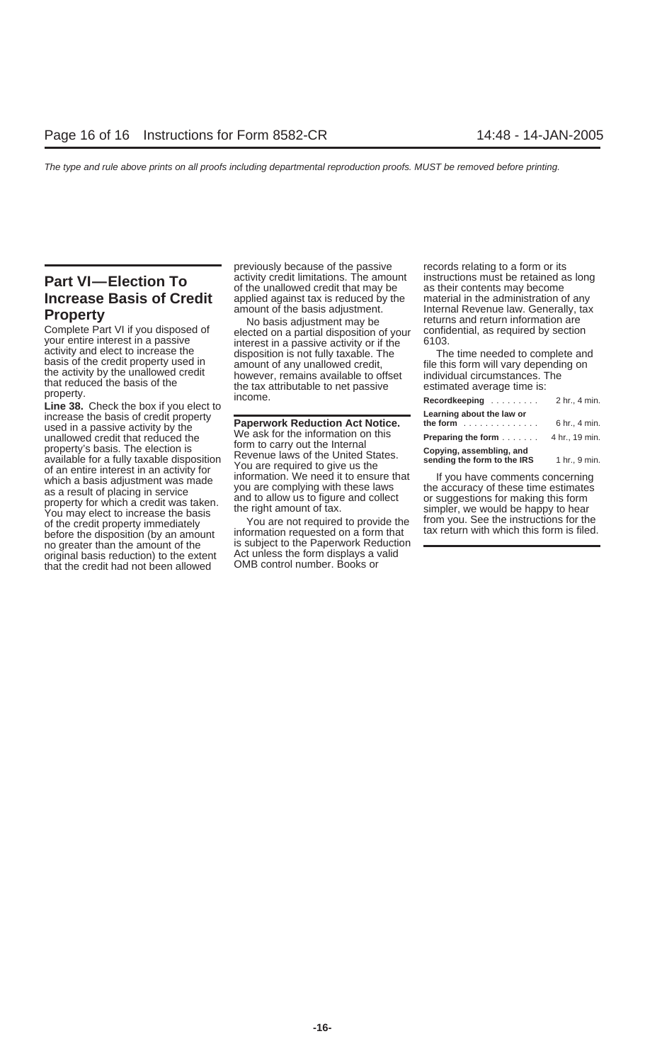## Part VI—Election To Increase Basis of Credit Property

Complete Part VI if you disposed of your entire interest in a passive activity and elect to increase the basis of the credit property used in the activity by the unallowed credit that reduced the basis of the property.

**Line 38.** Check the box if you elect to increase the basis of credit property used in a passive activity by the unallowed credit that reduced the property's basis. The election is available for a fully taxable disposition of an entire interest in an activity for which a basis adjustment was made as a result of placing in service property for which a credit was taken. You may elect to increase the basis of the credit property immediately before the disposition (by an amount no greater than the amount of the original basis reduction) to the extent that the credit had not been allowed previously because of the passive activity credit limitations. The amount of the unallowed credit that may be applied against tax is reduced by the amount of the basis adjustment.

No basis adjustment may be elected on a partial disposition of your interest in a passive activity or if the disposition is not fully taxable. The amount of any unallowed credit, however, remains available to offset the tax attributable to net passive income.

**Paperwork Reduction Act Notice.** We ask for the information on this form to carry out the Internal Revenue laws of the United States. You are required to give us the information. We need it to ensure that you are complying with these laws and to allow us to figure and collect the right amount of tax.

You are not required to provide the information requested on a form that is subject to the Paperwork Reduction Act unless the form displays a valid OMB control number. Books or records relating to a form or its instructions must be retained as long as their contents may become material in the administration of any Internal Revenue law. Generally, tax returns and return information are confidential, as required by section 6103.

The time needed to complete and file this form will vary depending on individual circumstances. The estimated average time is:

| | |
|---|---|
| **Recordkeeping** | 2 hr., 4 min. |
| **Learning about the law or the form** | 6 hr., 4 min. |
| **Preparing the form** | 4 hr., 19 min. |
| **Copying, assembling, and sending the form to the IRS** | 1 hr., 9 min. |

If you have comments concerning the accuracy of these time estimates or suggestions for making this form simpler, we would be happy to hear from you. See the instructions for the tax return with which this form is filed.